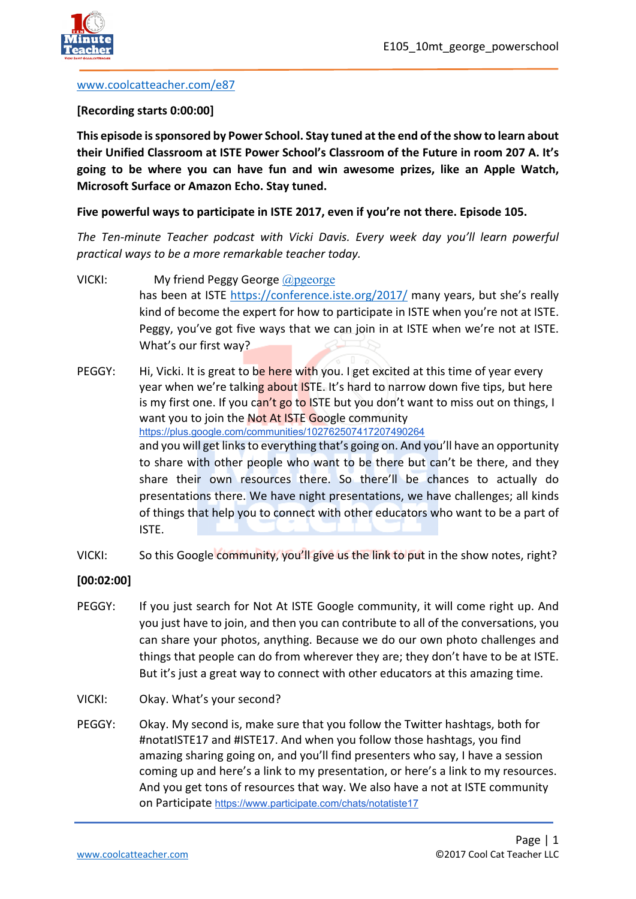www.coolcatteacher.com/e87

**[Recording starts 0:00:00]**

**This episode is sponsored by Power School. Stay tuned at the end of the show to learn about their Unified Classroom at ISTE Power School's Classroom of the Future in room 207 A. It's going to be where you can have fun and win awesome prizes, like an Apple Watch, Microsoft Surface or Amazon Echo. Stay tuned.**

**Five powerful ways to participate in ISTE 2017, even if you're not there. Episode 105.**

*The Ten-minute Teacher podcast with Vicki Davis. Every week day you'll learn powerful practical ways to be a more remarkable teacher today.*

VICKI: My friend Peggy George @pgeorge has been at ISTE https://conference.iste.org/2017/ many years, but she's really kind of become the expert for how to participate in ISTE when you're not at ISTE. Peggy, you've got five ways that we can join in at ISTE when we're not at ISTE. What's our first way?

PEGGY: Hi, Vicki. It is great to be here with you. I get excited at this time of year every year when we're talking about ISTE. It's hard to narrow down five tips, but here is my first one. If you can't go to ISTE but you don't want to miss out on things, I want you to join the Not At ISTE Google community https://plus.google.com/communities/102762507417207490264 and you will get links to everything that's going on. And you'll have an opportunity to share with other people who want to be there but can't be there, and they share their own resources there. So there'll be chances to actually do presentations there. We have night presentations, we have challenges; all kinds of things that help you to connect with other educators who want to be a part of ISTE.

VICKI: So this Google community, you'll give us the link to put in the show notes, right?

**[00:02:00]**

PEGGY: If you just search for Not At ISTE Google community, it will come right up. And you just have to join, and then you can contribute to all of the conversations, you can share your photos, anything. Because we do our own photo challenges and things that people can do from wherever they are; they don't have to be at ISTE. But it's just a great way to connect with other educators at this amazing time.

VICKI: Okay. What's your second?

PEGGY: Okay. My second is, make sure that you follow the Twitter hashtags, both for #notatISTE17 and #ISTE17. And when you follow those hashtags, you find amazing sharing going on, and you'll find presenters who say, I have a session coming up and here's a link to my presentation, or here's a link to my resources. And you get tons of resources that way. We also have a not at ISTE community on Participate https://www.participate.com/chats/notatiste17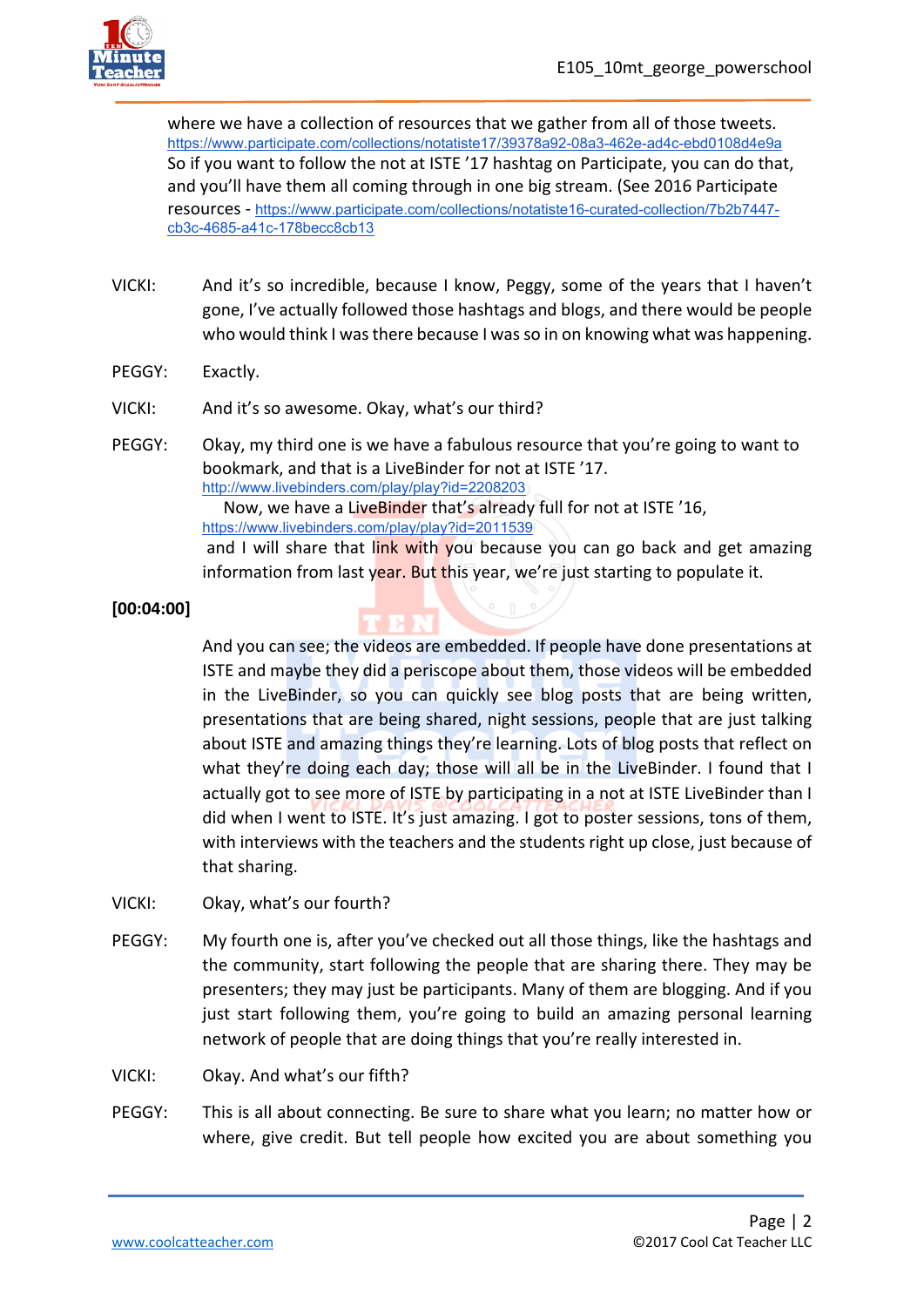where we have a collection of resources that we gather from all of those tweets. https://www.participate.com/collections/notatiste17/39378a92-08a3-462e-ad4c-ebd0108d4e9a So if you want to follow the not at ISTE '17 hashtag on Participate, you can do that, and you'll have them all coming through in one big stream. (See 2016 Participate resources - https://www.participate.com/collections/notatiste16-curated-collection/7b2b7447-cb3c-4685-a41c-178becc8cb13

VICKI: And it's so incredible, because I know, Peggy, some of the years that I haven't gone, I've actually followed those hashtags and blogs, and there would be people who would think I was there because I was so in on knowing what was happening.

PEGGY: Exactly.

VICKI: And it's so awesome. Okay, what's our third?

PEGGY: Okay, my third one is we have a fabulous resource that you're going to want to bookmark, and that is a LiveBinder for not at ISTE '17. http://www.livebinders.com/play/play?id=2208203 Now, we have a LiveBinder that's already full for not at ISTE '16, https://www.livebinders.com/play/play?id=2011539 and I will share that link with you because you can go back and get amazing information from last year. But this year, we're just starting to populate it.

**[00:04:00]**

And you can see; the videos are embedded. If people have done presentations at ISTE and maybe they did a periscope about them, those videos will be embedded in the LiveBinder, so you can quickly see blog posts that are being written, presentations that are being shared, night sessions, people that are just talking about ISTE and amazing things they're learning. Lots of blog posts that reflect on what they're doing each day; those will all be in the LiveBinder. I found that I actually got to see more of ISTE by participating in a not at ISTE LiveBinder than I did when I went to ISTE. It's just amazing. I got to poster sessions, tons of them, with interviews with the teachers and the students right up close, just because of that sharing.

VICKI: Okay, what's our fourth?

PEGGY: My fourth one is, after you've checked out all those things, like the hashtags and the community, start following the people that are sharing there. They may be presenters; they may just be participants. Many of them are blogging. And if you just start following them, you're going to build an amazing personal learning network of people that are doing things that you're really interested in.

VICKI: Okay. And what's our fifth?

PEGGY: This is all about connecting. Be sure to share what you learn; no matter how or where, give credit. But tell people how excited you are about something you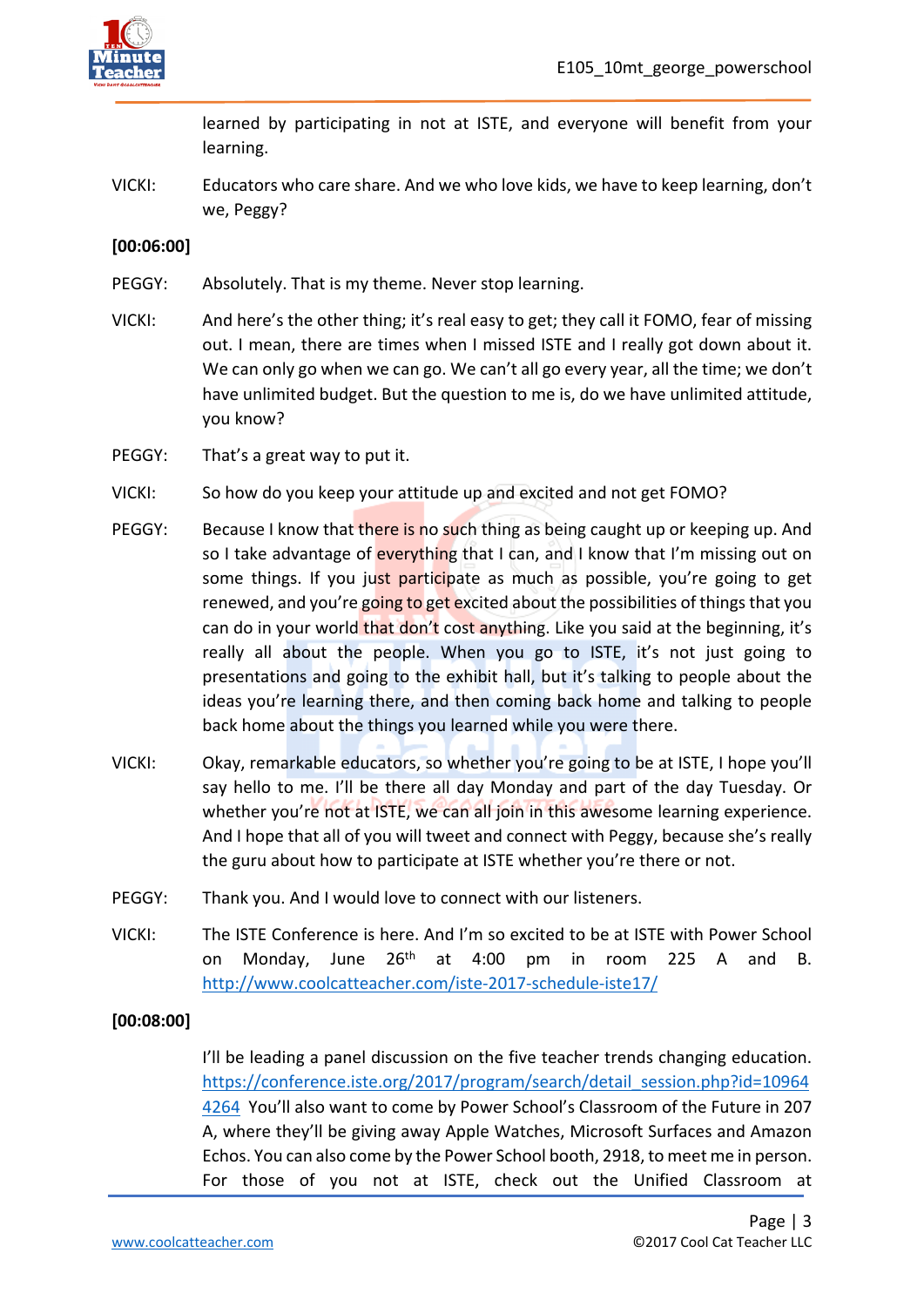learned by participating in not at ISTE, and everyone will benefit from your learning.

VICKI: Educators who care share. And we who love kids, we have to keep learning, don't we, Peggy?

**[00:06:00]**

PEGGY: Absolutely. That is my theme. Never stop learning.

VICKI: And here's the other thing; it's real easy to get; they call it FOMO, fear of missing out. I mean, there are times when I missed ISTE and I really got down about it. We can only go when we can go. We can't all go every year, all the time; we don't have unlimited budget. But the question to me is, do we have unlimited attitude, you know?

PEGGY: That's a great way to put it.

VICKI: So how do you keep your attitude up and excited and not get FOMO?

PEGGY: Because I know that there is no such thing as being caught up or keeping up. And so I take advantage of everything that I can, and I know that I'm missing out on some things. If you just participate as much as possible, you're going to get renewed, and you're going to get excited about the possibilities of things that you can do in your world that don't cost anything. Like you said at the beginning, it's really all about the people. When you go to ISTE, it's not just going to presentations and going to the exhibit hall, but it's talking to people about the ideas you're learning there, and then coming back home and talking to people back home about the things you learned while you were there.

VICKI: Okay, remarkable educators, so whether you're going to be at ISTE, I hope you'll say hello to me. I'll be there all day Monday and part of the day Tuesday. Or whether you're not at ISTE, we can all join in this awesome learning experience. And I hope that all of you will tweet and connect with Peggy, because she's really the guru about how to participate at ISTE whether you're there or not.

PEGGY: Thank you. And I would love to connect with our listeners.

VICKI: The ISTE Conference is here. And I'm so excited to be at ISTE with Power School on Monday, June 26th at 4:00 pm in room 225 A and B. http://www.coolcatteacher.com/iste-2017-schedule-iste17/

**[00:08:00]**

I'll be leading a panel discussion on the five teacher trends changing education. https://conference.iste.org/2017/program/search/detail_session.php?id=109644264 You'll also want to come by Power School's Classroom of the Future in 207 A, where they'll be giving away Apple Watches, Microsoft Surfaces and Amazon Echos. You can also come by the Power School booth, 2918, to meet me in person. For those of you not at ISTE, check out the Unified Classroom at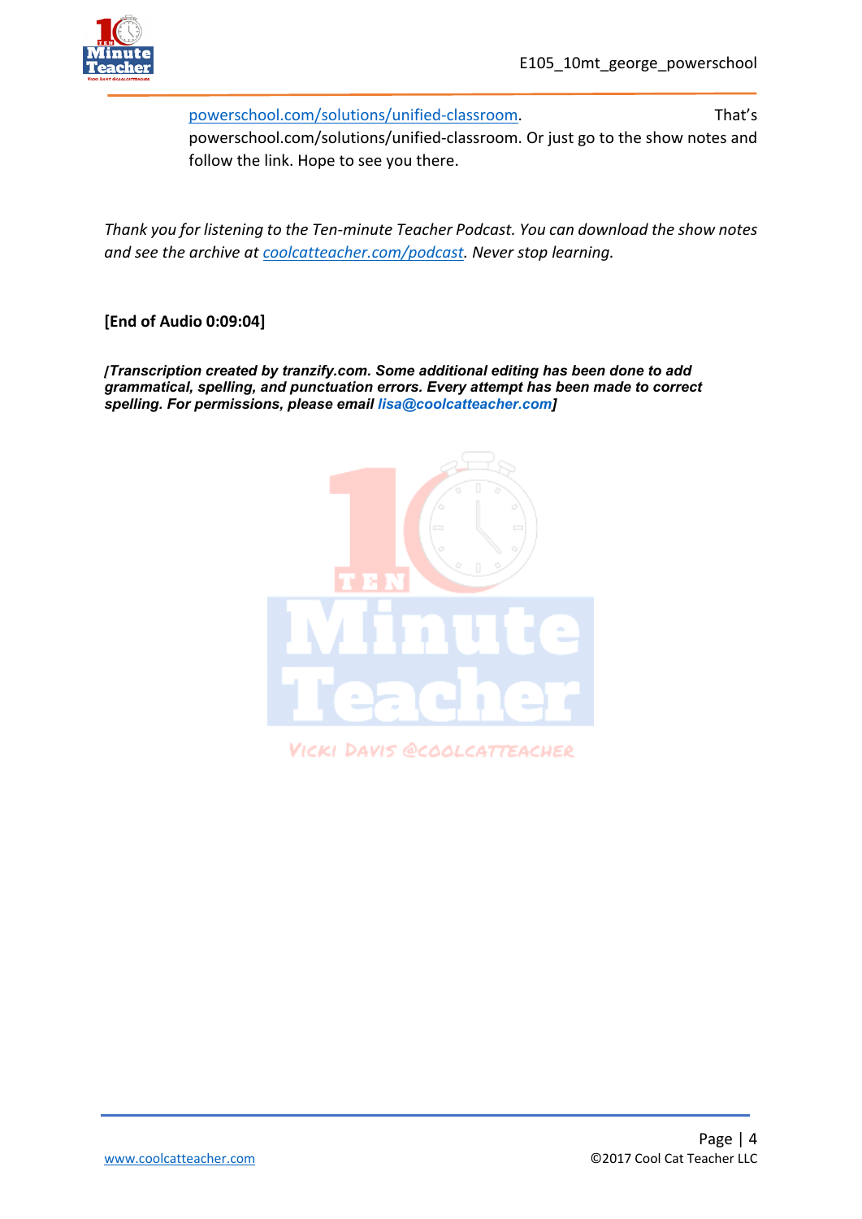powerschool.com/solutions/unified-classroom. That's powerschool.com/solutions/unified-classroom. Or just go to the show notes and follow the link. Hope to see you there.

*Thank you for listening to the Ten-minute Teacher Podcast. You can download the show notes and see the archive at coolcatteacher.com/podcast. Never stop learning.*

**[End of Audio 0:09:04]**

***[Transcription created by tranzify.com. Some additional editing has been done to add grammatical, spelling, and punctuation errors. Every attempt has been made to correct spelling. For permissions, please email lisa@coolcatteacher.com]***